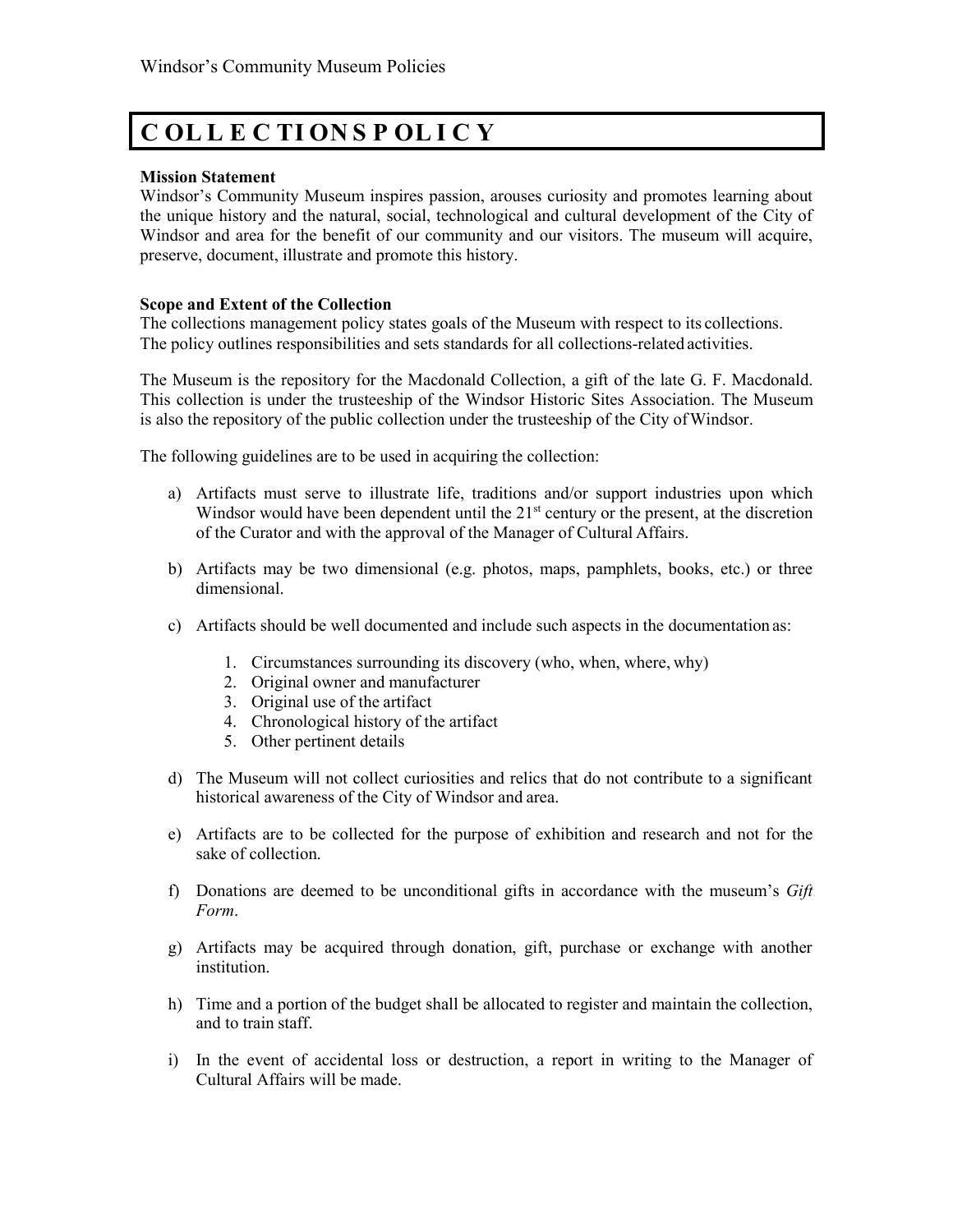# COLLECTIONS POLICY

**Mission Statement**

Windsor's Community Museum inspires passion, arouses curiosity and promotes learning about the unique history and the natural, social, technological and cultural development of the City of Windsor and area for the benefit of our community and our visitors. The museum will acquire, preserve, document, illustrate and promote this history.

**Scope and Extent of the Collection**

The collections management policy states goals of the Museum with respect to its collections. The policy outlines responsibilities and sets standards for all collections-related activities.

The Museum is the repository for the Macdonald Collection, a gift of the late G. F. Macdonald. This collection is under the trusteeship of the Windsor Historic Sites Association. The Museum is also the repository of the public collection under the trusteeship of the City of Windsor.

The following guidelines are to be used in acquiring the collection:

a) Artifacts must serve to illustrate life, traditions and/or support industries upon which Windsor would have been dependent until the 21st century or the present, at the discretion of the Curator and with the approval of the Manager of Cultural Affairs.

b) Artifacts may be two dimensional (e.g. photos, maps, pamphlets, books, etc.) or three dimensional.

c) Artifacts should be well documented and include such aspects in the documentation as:

   1. Circumstances surrounding its discovery (who, when, where, why)
   2. Original owner and manufacturer
   3. Original use of the artifact
   4. Chronological history of the artifact
   5. Other pertinent details

d) The Museum will not collect curiosities and relics that do not contribute to a significant historical awareness of the City of Windsor and area.

e) Artifacts are to be collected for the purpose of exhibition and research and not for the sake of collection.

f) Donations are deemed to be unconditional gifts in accordance with the museum's *Gift Form*.

g) Artifacts may be acquired through donation, gift, purchase or exchange with another institution.

h) Time and a portion of the budget shall be allocated to register and maintain the collection, and to train staff.

i) In the event of accidental loss or destruction, a report in writing to the Manager of Cultural Affairs will be made.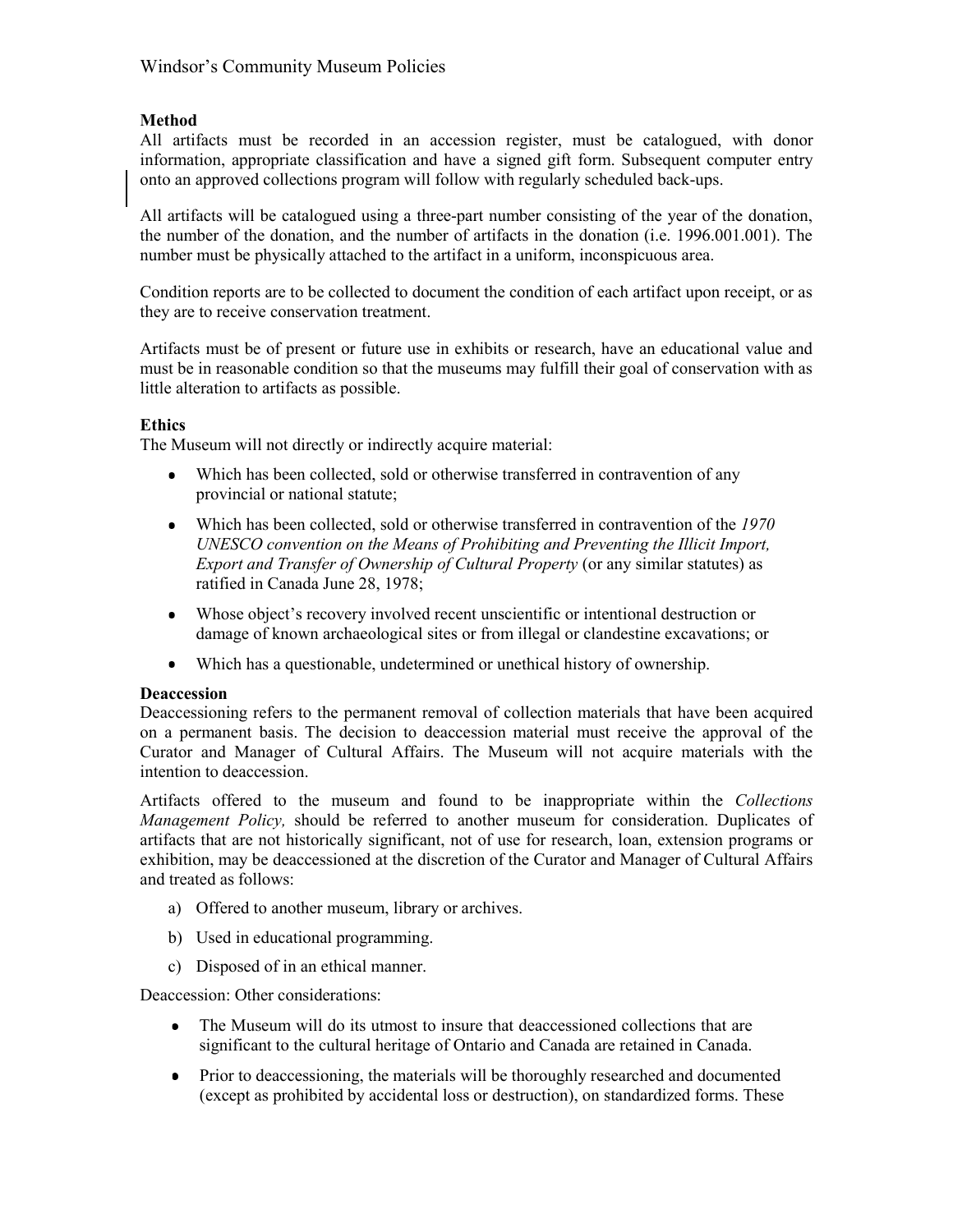**Method**

All artifacts must be recorded in an accession register, must be catalogued, with donor information, appropriate classification and have a signed gift form. Subsequent computer entry onto an approved collections program will follow with regularly scheduled back-ups.

All artifacts will be catalogued using a three-part number consisting of the year of the donation, the number of the donation, and the number of artifacts in the donation (i.e. 1996.001.001). The number must be physically attached to the artifact in a uniform, inconspicuous area.

Condition reports are to be collected to document the condition of each artifact upon receipt, or as they are to receive conservation treatment.

Artifacts must be of present or future use in exhibits or research, have an educational value and must be in reasonable condition so that the museums may fulfill their goal of conservation with as little alteration to artifacts as possible.

**Ethics**

The Museum will not directly or indirectly acquire material:

- Which has been collected, sold or otherwise transferred in contravention of any provincial or national statute;
- Which has been collected, sold or otherwise transferred in contravention of the *1970 UNESCO convention on the Means of Prohibiting and Preventing the Illicit Import, Export and Transfer of Ownership of Cultural Property* (or any similar statutes) as ratified in Canada June 28, 1978;
- Whose object's recovery involved recent unscientific or intentional destruction or damage of known archaeological sites or from illegal or clandestine excavations; or
- Which has a questionable, undetermined or unethical history of ownership.

**Deaccession**

Deaccessioning refers to the permanent removal of collection materials that have been acquired on a permanent basis. The decision to deaccession material must receive the approval of the Curator and Manager of Cultural Affairs. The Museum will not acquire materials with the intention to deaccession.

Artifacts offered to the museum and found to be inappropriate within the *Collections Management Policy,* should be referred to another museum for consideration. Duplicates of artifacts that are not historically significant, not of use for research, loan, extension programs or exhibition, may be deaccessioned at the discretion of the Curator and Manager of Cultural Affairs and treated as follows:

a) Offered to another museum, library or archives.

b) Used in educational programming.

c) Disposed of in an ethical manner.

Deaccession: Other considerations:

- The Museum will do its utmost to insure that deaccessioned collections that are significant to the cultural heritage of Ontario and Canada are retained in Canada.
- Prior to deaccessioning, the materials will be thoroughly researched and documented (except as prohibited by accidental loss or destruction), on standardized forms. These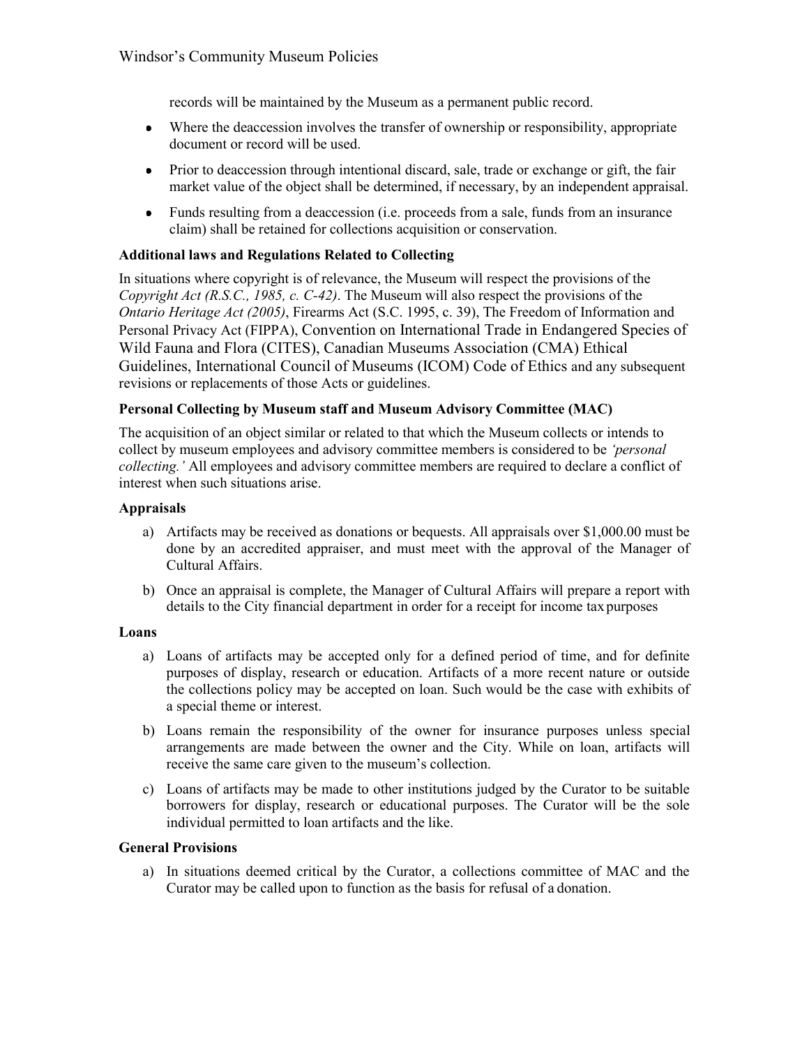records will be maintained by the Museum as a permanent public record.

- Where the deaccession involves the transfer of ownership or responsibility, appropriate document or record will be used.
- Prior to deaccession through intentional discard, sale, trade or exchange or gift, the fair market value of the object shall be determined, if necessary, by an independent appraisal.
- Funds resulting from a deaccession (i.e. proceeds from a sale, funds from an insurance claim) shall be retained for collections acquisition or conservation.

**Additional laws and Regulations Related to Collecting**

In situations where copyright is of relevance, the Museum will respect the provisions of the *Copyright Act (R.S.C., 1985, c. C-42)*. The Museum will also respect the provisions of the *Ontario Heritage Act (2005)*, Firearms Act (S.C. 1995, c. 39), The Freedom of Information and Personal Privacy Act (FIPPA), Convention on International Trade in Endangered Species of Wild Fauna and Flora (CITES), Canadian Museums Association (CMA) Ethical Guidelines, International Council of Museums (ICOM) Code of Ethics and any subsequent revisions or replacements of those Acts or guidelines.

**Personal Collecting by Museum staff and Museum Advisory Committee (MAC)**

The acquisition of an object similar or related to that which the Museum collects or intends to collect by museum employees and advisory committee members is considered to be *'personal collecting.'* All employees and advisory committee members are required to declare a conflict of interest when such situations arise.

**Appraisals**

a) Artifacts may be received as donations or bequests. All appraisals over $1,000.00 must be done by an accredited appraiser, and must meet with the approval of the Manager of Cultural Affairs.

b) Once an appraisal is complete, the Manager of Cultural Affairs will prepare a report with details to the City financial department in order for a receipt for income tax purposes

**Loans**

a) Loans of artifacts may be accepted only for a defined period of time, and for definite purposes of display, research or education. Artifacts of a more recent nature or outside the collections policy may be accepted on loan. Such would be the case with exhibits of a special theme or interest.

b) Loans remain the responsibility of the owner for insurance purposes unless special arrangements are made between the owner and the City. While on loan, artifacts will receive the same care given to the museum's collection.

c) Loans of artifacts may be made to other institutions judged by the Curator to be suitable borrowers for display, research or educational purposes. The Curator will be the sole individual permitted to loan artifacts and the like.

**General Provisions**

a) In situations deemed critical by the Curator, a collections committee of MAC and the Curator may be called upon to function as the basis for refusal of a donation.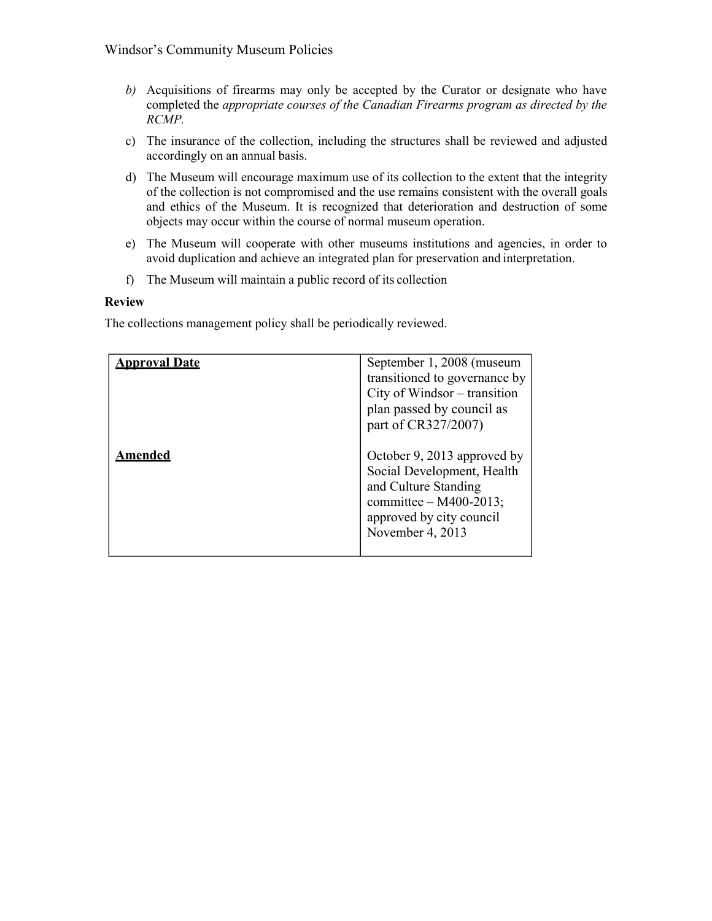*b)* Acquisitions of firearms may only be accepted by the Curator or designate who have completed the *appropriate courses of the Canadian Firearms program as directed by the RCMP.*

c) The insurance of the collection, including the structures shall be reviewed and adjusted accordingly on an annual basis.

d) The Museum will encourage maximum use of its collection to the extent that the integrity of the collection is not compromised and the use remains consistent with the overall goals and ethics of the Museum. It is recognized that deterioration and destruction of some objects may occur within the course of normal museum operation.

e) The Museum will cooperate with other museums institutions and agencies, in order to avoid duplication and achieve an integrated plan for preservation and interpretation.

f) The Museum will maintain a public record of its collection

**Review**

The collections management policy shall be periodically reviewed.

| | |
|---|---|
| **Approval Date** | September 1, 2008 (museum transitioned to governance by City of Windsor – transition plan passed by council as part of CR327/2007) |
| **Amended** | October 9, 2013 approved by Social Development, Health and Culture Standing committee – M400-2013; approved by city council November 4, 2013 |